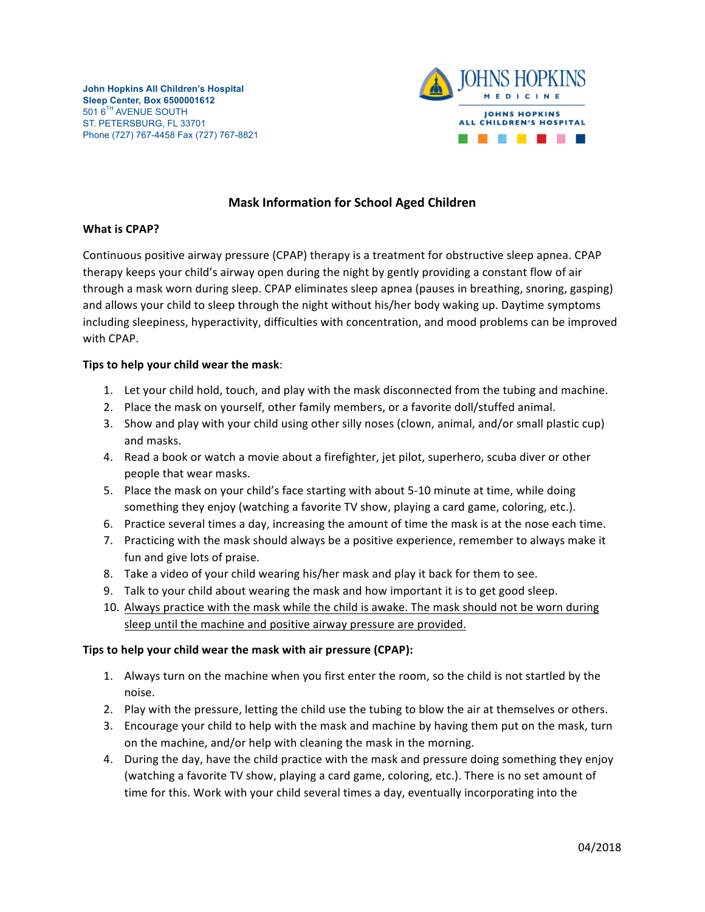John Hopkins All Children's Hospital
**Sleep Center, Box 6500001612**
501 6[TH] AVENUE SOUTH
ST. PETERSBURG, FL 33701
Phone (727) 767-4458 Fax (727) 767-8821

JOHNS HOPKINS MEDICINE
JOHNS HOPKINS ALL CHILDREN'S HOSPITAL

# Mask Information for School Aged Children

**What is CPAP?**

Continuous positive airway pressure (CPAP) therapy is a treatment for obstructive sleep apnea. CPAP therapy keeps your child's airway open during the night by gently providing a constant flow of air through a mask worn during sleep. CPAP eliminates sleep apnea (pauses in breathing, snoring, gasping) and allows your child to sleep through the night without his/her body waking up. Daytime symptoms including sleepiness, hyperactivity, difficulties with concentration, and mood problems can be improved with CPAP.

**Tips to help your child wear the mask**:

1. Let your child hold, touch, and play with the mask disconnected from the tubing and machine.
2. Place the mask on yourself, other family members, or a favorite doll/stuffed animal.
3. Show and play with your child using other silly noses (clown, animal, and/or small plastic cup) and masks.
4. Read a book or watch a movie about a firefighter, jet pilot, superhero, scuba diver or other people that wear masks.
5. Place the mask on your child's face starting with about 5-10 minute at time, while doing something they enjoy (watching a favorite TV show, playing a card game, coloring, etc.).
6. Practice several times a day, increasing the amount of time the mask is at the nose each time.
7. Practicing with the mask should always be a positive experience, remember to always make it fun and give lots of praise.
8. Take a video of your child wearing his/her mask and play it back for them to see.
9. Talk to your child about wearing the mask and how important it is to get good sleep.
10. <u>Always practice with the mask while the child is awake. The mask should not be worn during sleep until the machine and positive airway pressure are provided.</u>

**Tips to help your child wear the mask with air pressure (CPAP):**

1. Always turn on the machine when you first enter the room, so the child is not startled by the noise.
2. Play with the pressure, letting the child use the tubing to blow the air at themselves or others.
3. Encourage your child to help with the mask and machine by having them put on the mask, turn on the machine, and/or help with cleaning the mask in the morning.
4. During the day, have the child practice with the mask and pressure doing something they enjoy (watching a favorite TV show, playing a card game, coloring, etc.). There is no set amount of time for this. Work with your child several times a day, eventually incorporating into the

04/2018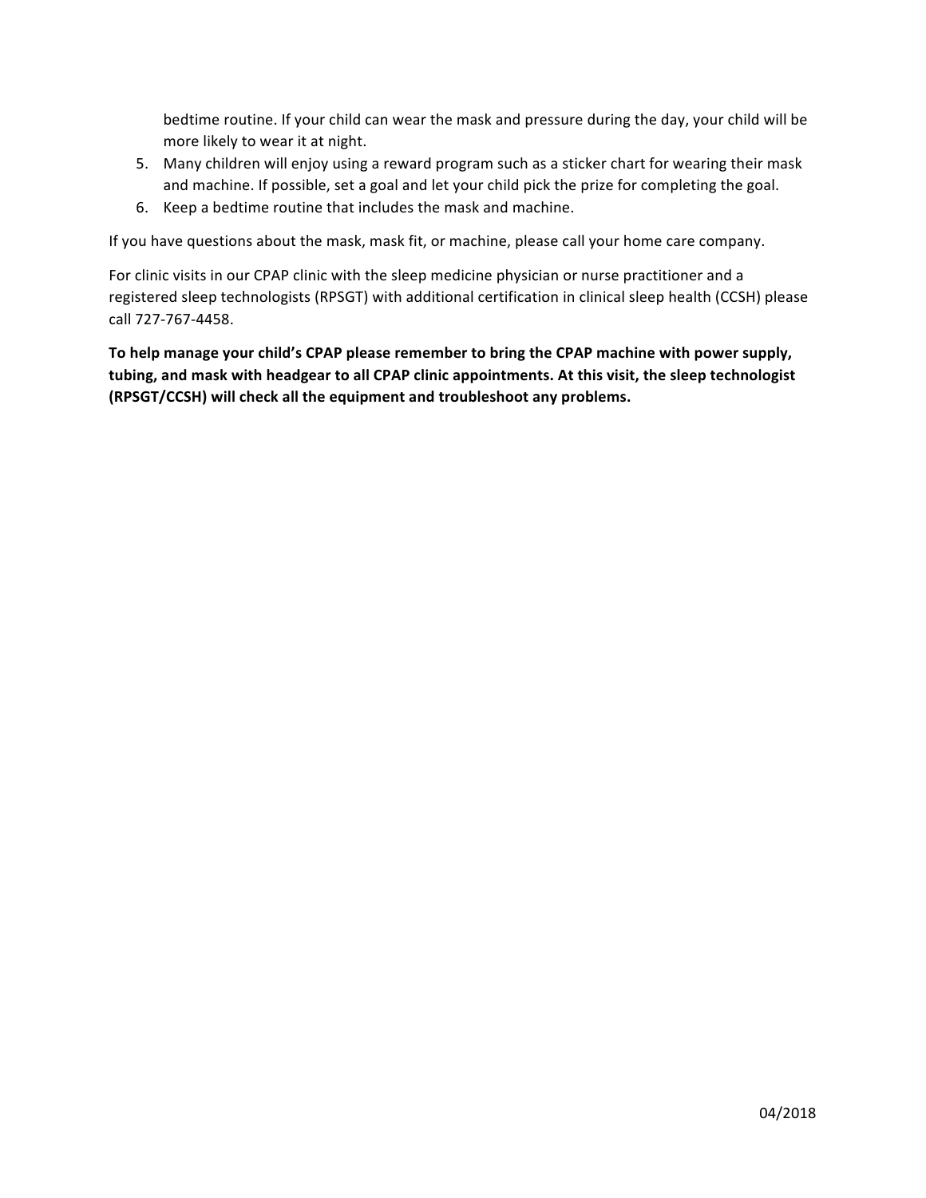bedtime routine. If your child can wear the mask and pressure during the day, your child will be more likely to wear it at night.

5. Many children will enjoy using a reward program such as a sticker chart for wearing their mask and machine. If possible, set a goal and let your child pick the prize for completing the goal.
6. Keep a bedtime routine that includes the mask and machine.

If you have questions about the mask, mask fit, or machine, please call your home care company.

For clinic visits in our CPAP clinic with the sleep medicine physician or nurse practitioner and a registered sleep technologists (RPSGT) with additional certification in clinical sleep health (CCSH) please call 727-767-4458.

**To help manage your child's CPAP please remember to bring the CPAP machine with power supply, tubing, and mask with headgear to all CPAP clinic appointments. At this visit, the sleep technologist (RPSGT/CCSH) will check all the equipment and troubleshoot any problems.**

04/2018